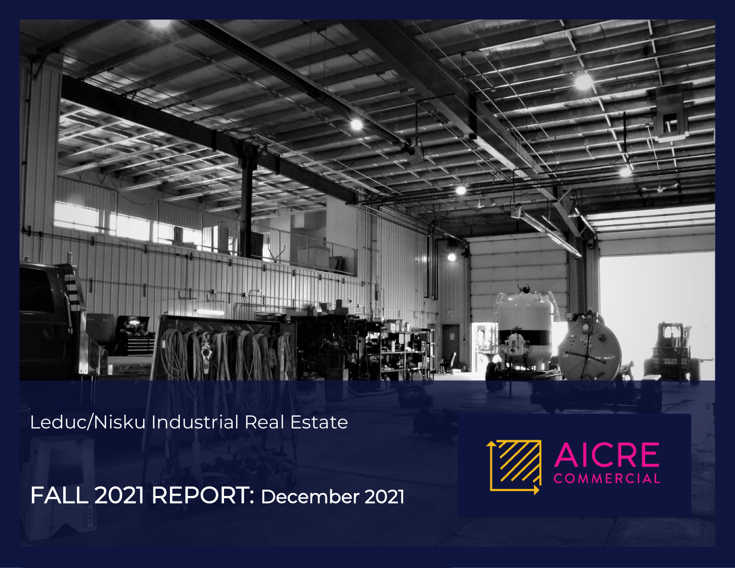Leduc/Nisku Industrial Real Estate

# FALL 2021 REPORT: December 2021

AICRE COMMERCIAL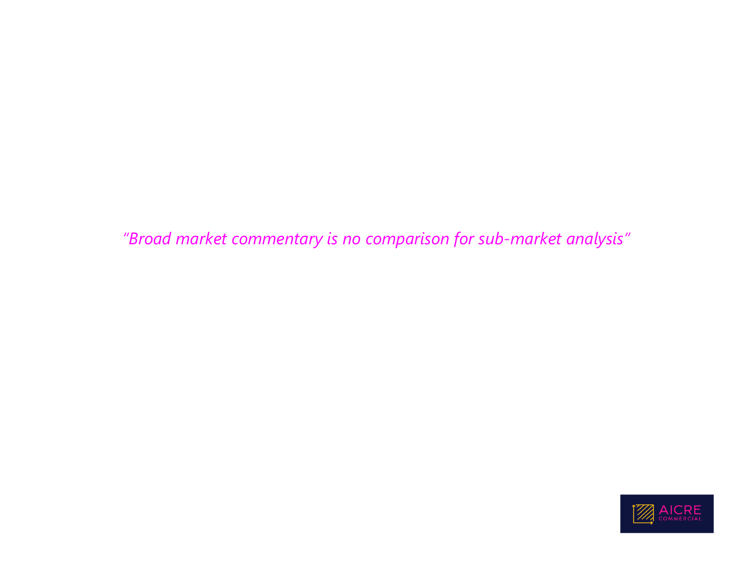*“Broad market commentary is no comparison for sub-market analysis”*

AICRE
COMMERCIAL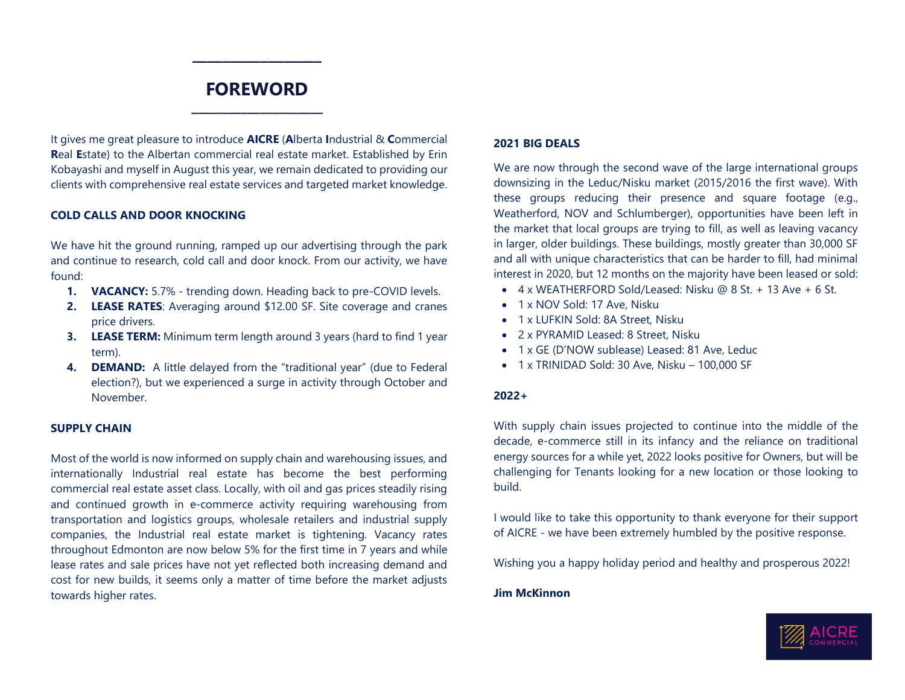# FOREWORD

It gives me great pleasure to introduce **AICRE** (**A**lberta **I**ndustrial & **C**ommercial **R**eal **E**state) to the Albertan commercial real estate market. Established by Erin Kobayashi and myself in August this year, we remain dedicated to providing our clients with comprehensive real estate services and targeted market knowledge.

**COLD CALLS AND DOOR KNOCKING**

We have hit the ground running, ramped up our advertising through the park and continue to research, cold call and door knock. From our activity, we have found:

1. **VACANCY:** 5.7% - trending down. Heading back to pre-COVID levels.
2. **LEASE RATES**: Averaging around $12.00 SF. Site coverage and cranes price drivers.
3. **LEASE TERM:** Minimum term length around 3 years (hard to find 1 year term).
4. **DEMAND:** A little delayed from the "traditional year" (due to Federal election?), but we experienced a surge in activity through October and November.

**SUPPLY CHAIN**

Most of the world is now informed on supply chain and warehousing issues, and internationally Industrial real estate has become the best performing commercial real estate asset class. Locally, with oil and gas prices steadily rising and continued growth in e-commerce activity requiring warehousing from transportation and logistics groups, wholesale retailers and industrial supply companies, the Industrial real estate market is tightening. Vacancy rates throughout Edmonton are now below 5% for the first time in 7 years and while lease rates and sale prices have not yet reflected both increasing demand and cost for new builds, it seems only a matter of time before the market adjusts towards higher rates.

**2021 BIG DEALS**

We are now through the second wave of the large international groups downsizing in the Leduc/Nisku market (2015/2016 the first wave). With these groups reducing their presence and square footage (e.g., Weatherford, NOV and Schlumberger), opportunities have been left in the market that local groups are trying to fill, as well as leaving vacancy in larger, older buildings. These buildings, mostly greater than 30,000 SF and all with unique characteristics that can be harder to fill, had minimal interest in 2020, but 12 months on the majority have been leased or sold:

- 4 x WEATHERFORD Sold/Leased: Nisku @ 8 St. + 13 Ave + 6 St.
- 1 x NOV Sold: 17 Ave, Nisku
- 1 x LUFKIN Sold: 8A Street, Nisku
- 2 x PYRAMID Leased: 8 Street, Nisku
- 1 x GE (D'NOW sublease) Leased: 81 Ave, Leduc
- 1 x TRINIDAD Sold: 30 Ave, Nisku – 100,000 SF

**2022+**

With supply chain issues projected to continue into the middle of the decade, e-commerce still in its infancy and the reliance on traditional energy sources for a while yet, 2022 looks positive for Owners, but will be challenging for Tenants looking for a new location or those looking to build.

I would like to take this opportunity to thank everyone for their support of AICRE - we have been extremely humbled by the positive response.

Wishing you a happy holiday period and healthy and prosperous 2022!

**Jim McKinnon**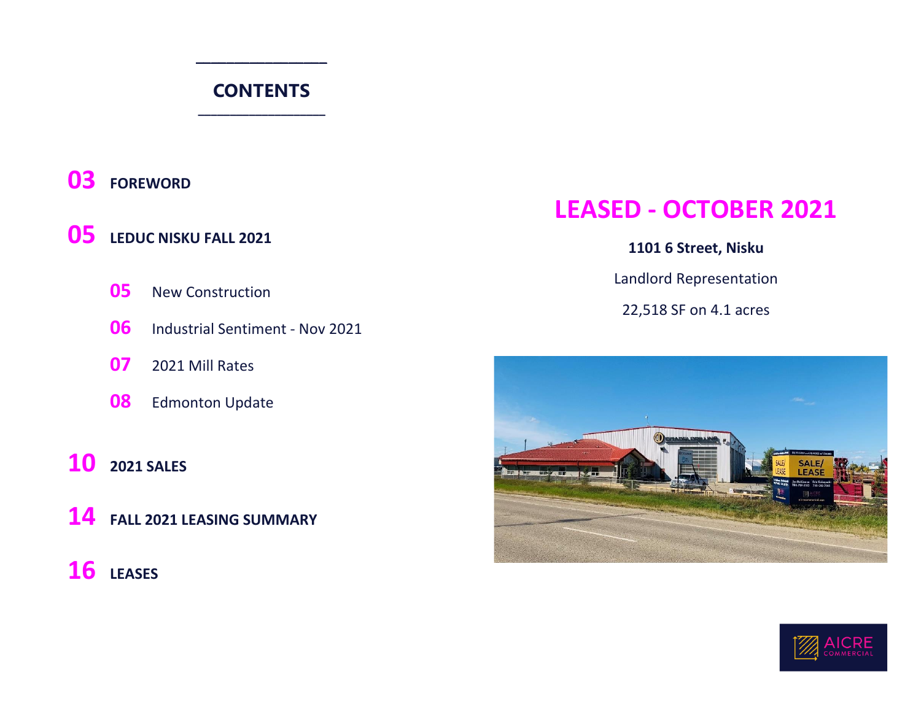# CONTENTS

**03** **FOREWORD**

**05** **LEDUC NISKU FALL 2021**

- **05** New Construction
- **06** Industrial Sentiment - Nov 2021
- **07** 2021 Mill Rates
- **08** Edmonton Update

**10** **2021 SALES**

**14** **FALL 2021 LEASING SUMMARY**

**16** **LEASES**

## LEASED - OCTOBER 2021

**1101 6 Street, Nisku**

Landlord Representation

22,518 SF on 4.1 acres

AICRE COMMERCIAL